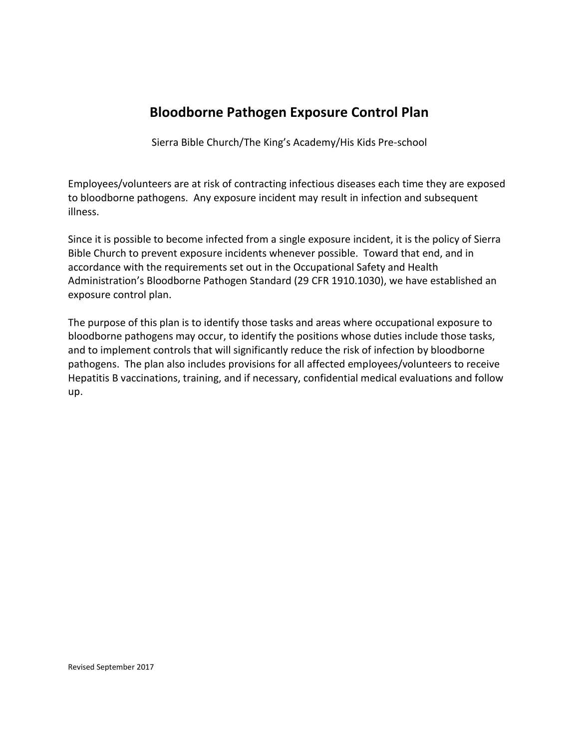# Bloodborne Pathogen Exposure Control Plan

Sierra Bible Church/The King's Academy/His Kids Pre-school

Employees/volunteers are at risk of contracting infectious diseases each time they are exposed to bloodborne pathogens. Any exposure incident may result in infection and subsequent illness.

Since it is possible to become infected from a single exposure incident, it is the policy of Sierra Bible Church to prevent exposure incidents whenever possible. Toward that end, and in accordance with the requirements set out in the Occupational Safety and Health Administration's Bloodborne Pathogen Standard (29 CFR 1910.1030), we have established an exposure control plan.

The purpose of this plan is to identify those tasks and areas where occupational exposure to bloodborne pathogens may occur, to identify the positions whose duties include those tasks, and to implement controls that will significantly reduce the risk of infection by bloodborne pathogens. The plan also includes provisions for all affected employees/volunteers to receive Hepatitis B vaccinations, training, and if necessary, confidential medical evaluations and follow up.

Revised September 2017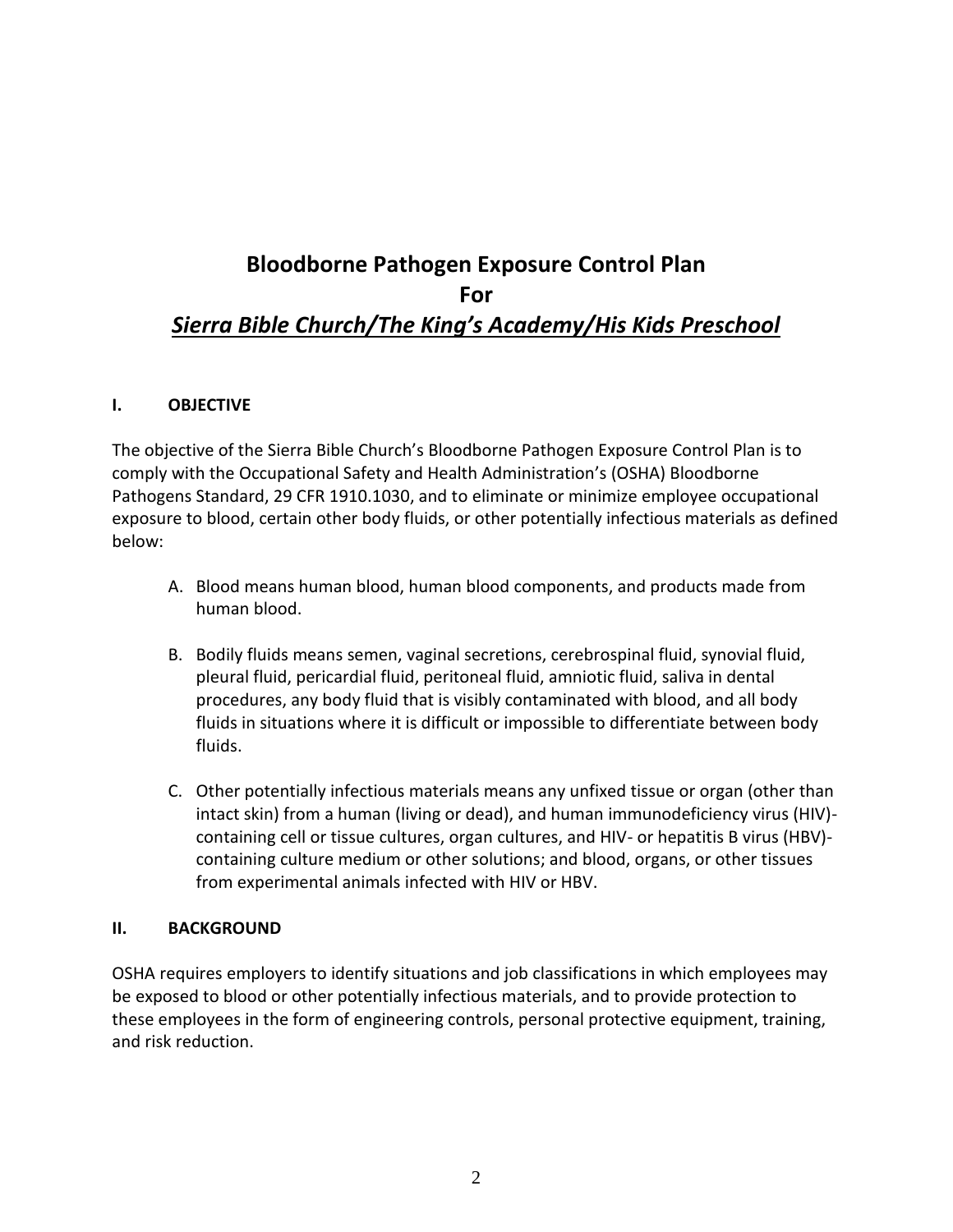# Bloodborne Pathogen Exposure Control Plan
# For
# ***Sierra Bible Church/The King's Academy/His Kids Preschool***

## I. OBJECTIVE

The objective of the Sierra Bible Church's Bloodborne Pathogen Exposure Control Plan is to comply with the Occupational Safety and Health Administration's (OSHA) Bloodborne Pathogens Standard, 29 CFR 1910.1030, and to eliminate or minimize employee occupational exposure to blood, certain other body fluids, or other potentially infectious materials as defined below:

A. Blood means human blood, human blood components, and products made from human blood.

B. Bodily fluids means semen, vaginal secretions, cerebrospinal fluid, synovial fluid, pleural fluid, pericardial fluid, peritoneal fluid, amniotic fluid, saliva in dental procedures, any body fluid that is visibly contaminated with blood, and all body fluids in situations where it is difficult or impossible to differentiate between body fluids.

C. Other potentially infectious materials means any unfixed tissue or organ (other than intact skin) from a human (living or dead), and human immunodeficiency virus (HIV)-containing cell or tissue cultures, organ cultures, and HIV- or hepatitis B virus (HBV)-containing culture medium or other solutions; and blood, organs, or other tissues from experimental animals infected with HIV or HBV.

## II. BACKGROUND

OSHA requires employers to identify situations and job classifications in which employees may be exposed to blood or other potentially infectious materials, and to provide protection to these employees in the form of engineering controls, personal protective equipment, training, and risk reduction.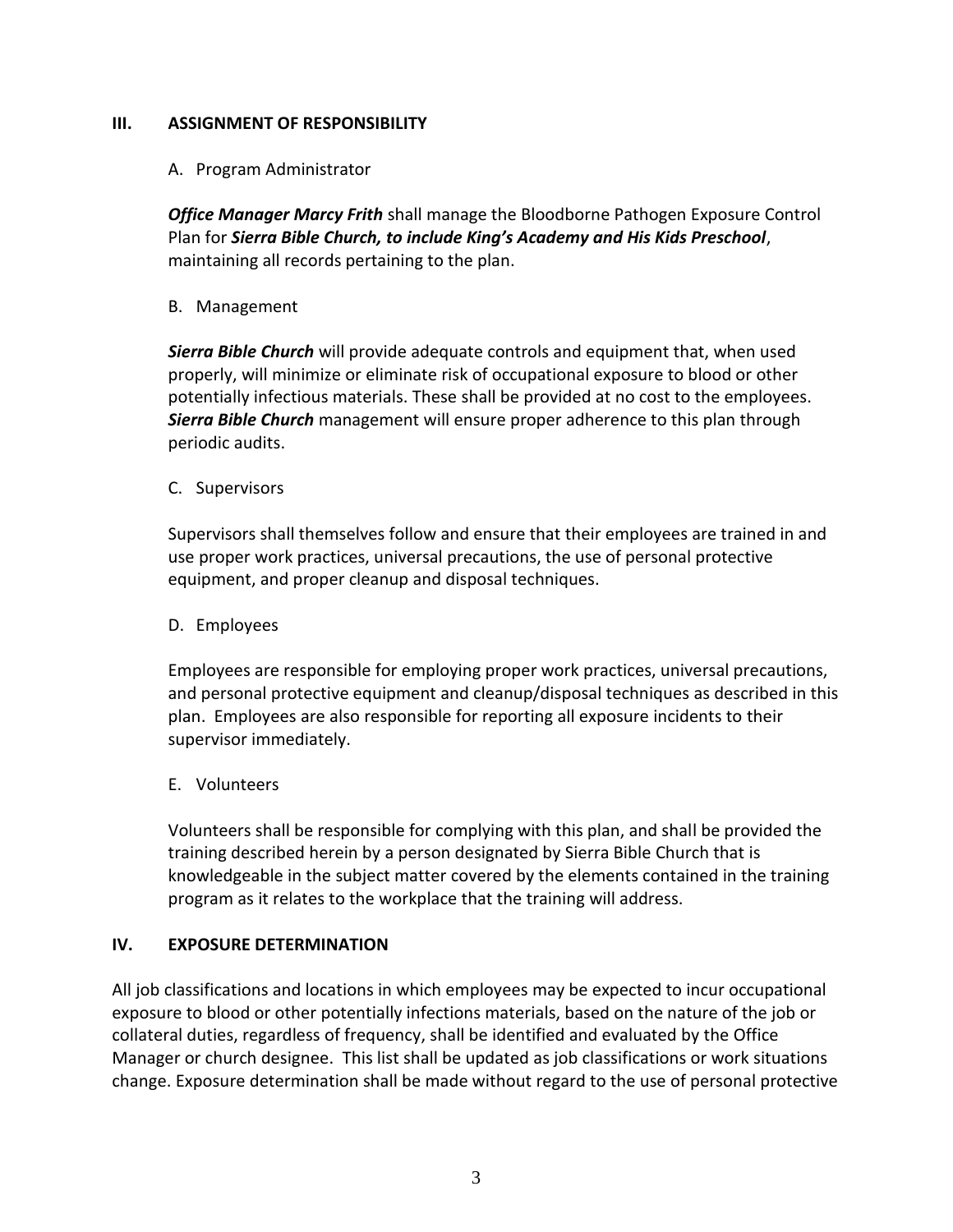## III. ASSIGNMENT OF RESPONSIBILITY

A. Program Administrator

***Office Manager Marcy Frith*** shall manage the Bloodborne Pathogen Exposure Control Plan for ***Sierra Bible Church, to include King's Academy and His Kids Preschool***, maintaining all records pertaining to the plan.

B. Management

***Sierra Bible Church*** will provide adequate controls and equipment that, when used properly, will minimize or eliminate risk of occupational exposure to blood or other potentially infectious materials. These shall be provided at no cost to the employees. ***Sierra Bible Church*** management will ensure proper adherence to this plan through periodic audits.

C. Supervisors

Supervisors shall themselves follow and ensure that their employees are trained in and use proper work practices, universal precautions, the use of personal protective equipment, and proper cleanup and disposal techniques.

D. Employees

Employees are responsible for employing proper work practices, universal precautions, and personal protective equipment and cleanup/disposal techniques as described in this plan. Employees are also responsible for reporting all exposure incidents to their supervisor immediately.

E. Volunteers

Volunteers shall be responsible for complying with this plan, and shall be provided the training described herein by a person designated by Sierra Bible Church that is knowledgeable in the subject matter covered by the elements contained in the training program as it relates to the workplace that the training will address.

## IV. EXPOSURE DETERMINATION

All job classifications and locations in which employees may be expected to incur occupational exposure to blood or other potentially infections materials, based on the nature of the job or collateral duties, regardless of frequency, shall be identified and evaluated by the Office Manager or church designee. This list shall be updated as job classifications or work situations change. Exposure determination shall be made without regard to the use of personal protective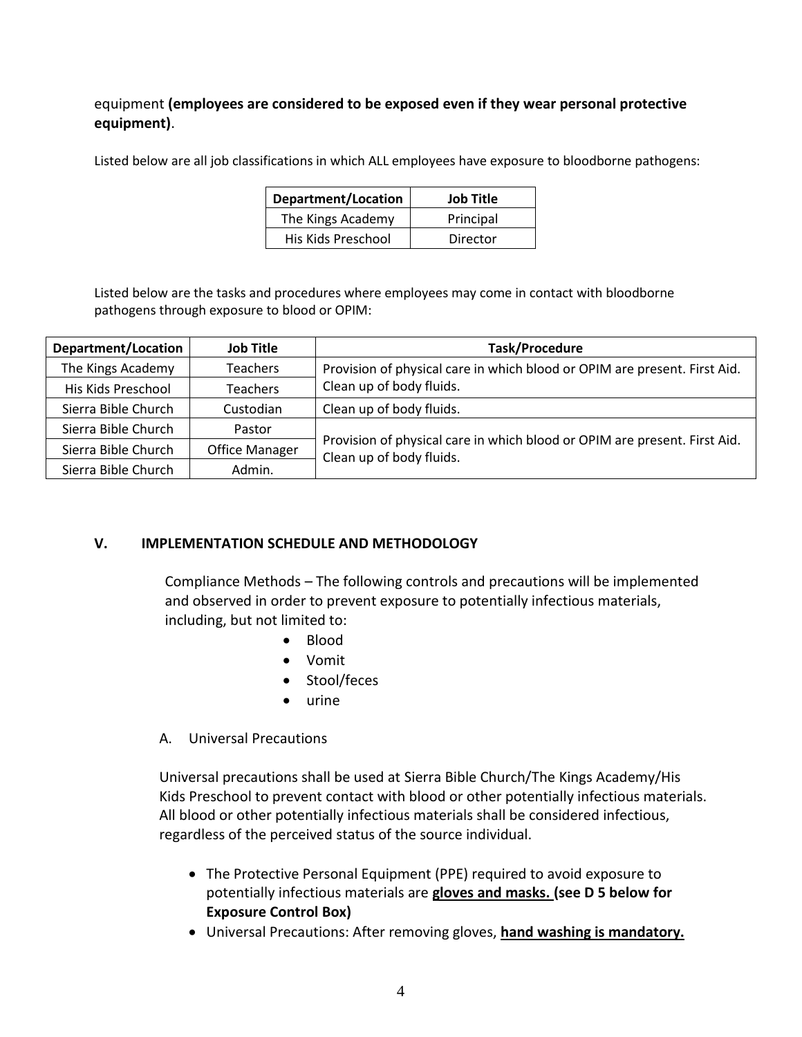equipment **(employees are considered to be exposed even if they wear personal protective equipment)**.

Listed below are all job classifications in which ALL employees have exposure to bloodborne pathogens:

| Department/Location | Job Title |
|---|---|
| The Kings Academy | Principal |
| His Kids Preschool | Director |

Listed below are the tasks and procedures where employees may come in contact with bloodborne pathogens through exposure to blood or OPIM:

| Department/Location | Job Title | Task/Procedure |
|---|---|---|
| The Kings Academy | Teachers | Provision of physical care in which blood or OPIM are present. First Aid. Clean up of body fluids. |
| His Kids Preschool | Teachers | |
| Sierra Bible Church | Custodian | Clean up of body fluids. |
| Sierra Bible Church | Pastor | Provision of physical care in which blood or OPIM are present. First Aid. Clean up of body fluids. |
| Sierra Bible Church | Office Manager | |
| Sierra Bible Church | Admin. | |

## V. IMPLEMENTATION SCHEDULE AND METHODOLOGY

Compliance Methods – The following controls and precautions will be implemented and observed in order to prevent exposure to potentially infectious materials, including, but not limited to:

- Blood
- Vomit
- Stool/feces
- urine

A. Universal Precautions

Universal precautions shall be used at Sierra Bible Church/The Kings Academy/His Kids Preschool to prevent contact with blood or other potentially infectious materials. All blood or other potentially infectious materials shall be considered infectious, regardless of the perceived status of the source individual.

- The Protective Personal Equipment (PPE) required to avoid exposure to potentially infectious materials are **gloves and masks. (see D 5 below for Exposure Control Box)**
- Universal Precautions: After removing gloves, **hand washing is mandatory.**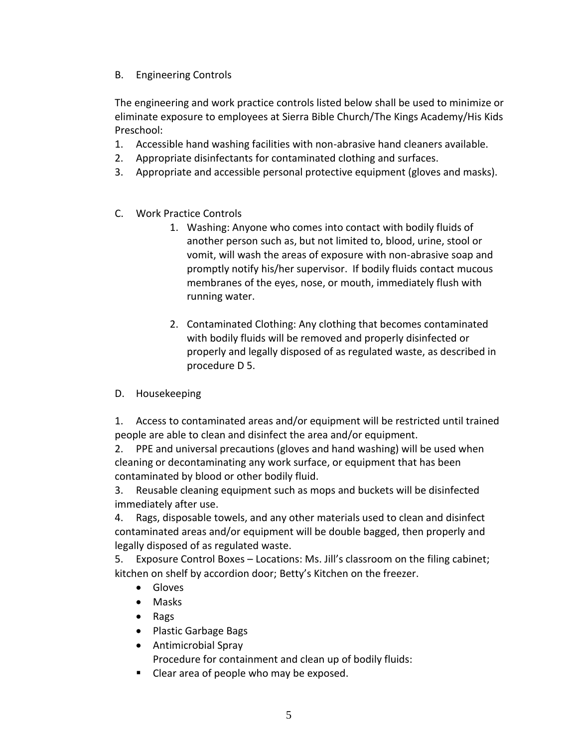B. Engineering Controls

The engineering and work practice controls listed below shall be used to minimize or eliminate exposure to employees at Sierra Bible Church/The Kings Academy/His Kids Preschool:

1. Accessible hand washing facilities with non-abrasive hand cleaners available.
2. Appropriate disinfectants for contaminated clothing and surfaces.
3. Appropriate and accessible personal protective equipment (gloves and masks).

C. Work Practice Controls

1. Washing: Anyone who comes into contact with bodily fluids of another person such as, but not limited to, blood, urine, stool or vomit, will wash the areas of exposure with non-abrasive soap and promptly notify his/her supervisor. If bodily fluids contact mucous membranes of the eyes, nose, or mouth, immediately flush with running water.

2. Contaminated Clothing: Any clothing that becomes contaminated with bodily fluids will be removed and properly disinfected or properly and legally disposed of as regulated waste, as described in procedure D 5.

D. Housekeeping

1. Access to contaminated areas and/or equipment will be restricted until trained people are able to clean and disinfect the area and/or equipment.
2. PPE and universal precautions (gloves and hand washing) will be used when cleaning or decontaminating any work surface, or equipment that has been contaminated by blood or other bodily fluid.
3. Reusable cleaning equipment such as mops and buckets will be disinfected immediately after use.
4. Rags, disposable towels, and any other materials used to clean and disinfect contaminated areas and/or equipment will be double bagged, then properly and legally disposed of as regulated waste.
5. Exposure Control Boxes – Locations: Ms. Jill's classroom on the filing cabinet; kitchen on shelf by accordion door; Betty's Kitchen on the freezer.
   - Gloves
   - Masks
   - Rags
   - Plastic Garbage Bags
   - Antimicrobial Spray

   Procedure for containment and clean up of bodily fluids:
   - Clear area of people who may be exposed.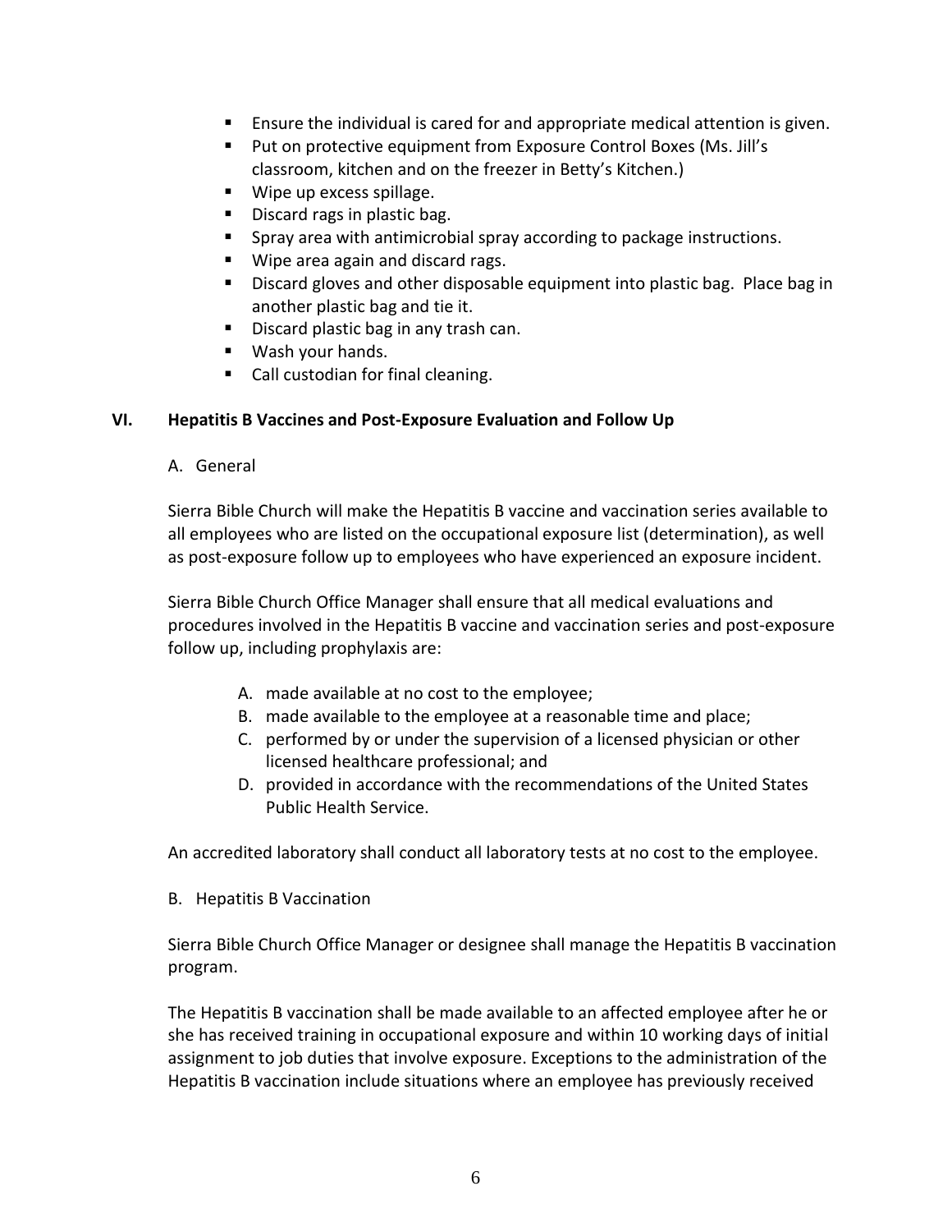- Ensure the individual is cared for and appropriate medical attention is given.
- Put on protective equipment from Exposure Control Boxes (Ms. Jill's classroom, kitchen and on the freezer in Betty's Kitchen.)
- Wipe up excess spillage.
- Discard rags in plastic bag.
- Spray area with antimicrobial spray according to package instructions.
- Wipe area again and discard rags.
- Discard gloves and other disposable equipment into plastic bag. Place bag in another plastic bag and tie it.
- Discard plastic bag in any trash can.
- Wash your hands.
- Call custodian for final cleaning.

## VI. Hepatitis B Vaccines and Post-Exposure Evaluation and Follow Up

A. General

Sierra Bible Church will make the Hepatitis B vaccine and vaccination series available to all employees who are listed on the occupational exposure list (determination), as well as post-exposure follow up to employees who have experienced an exposure incident.

Sierra Bible Church Office Manager shall ensure that all medical evaluations and procedures involved in the Hepatitis B vaccine and vaccination series and post-exposure follow up, including prophylaxis are:

A. made available at no cost to the employee;
B. made available to the employee at a reasonable time and place;
C. performed by or under the supervision of a licensed physician or other licensed healthcare professional; and
D. provided in accordance with the recommendations of the United States Public Health Service.

An accredited laboratory shall conduct all laboratory tests at no cost to the employee.

B. Hepatitis B Vaccination

Sierra Bible Church Office Manager or designee shall manage the Hepatitis B vaccination program.

The Hepatitis B vaccination shall be made available to an affected employee after he or she has received training in occupational exposure and within 10 working days of initial assignment to job duties that involve exposure. Exceptions to the administration of the Hepatitis B vaccination include situations where an employee has previously received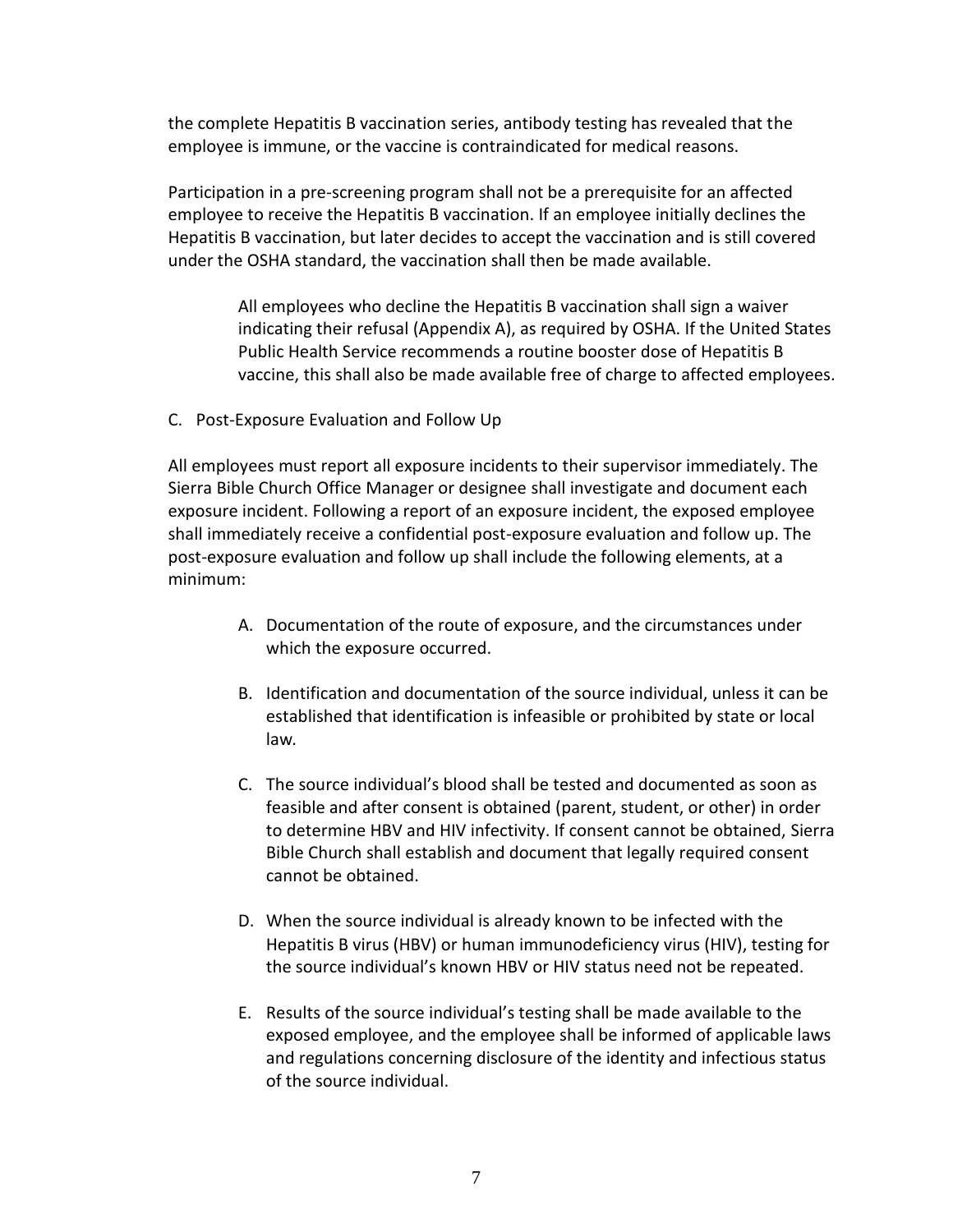the complete Hepatitis B vaccination series, antibody testing has revealed that the employee is immune, or the vaccine is contraindicated for medical reasons.

Participation in a pre-screening program shall not be a prerequisite for an affected employee to receive the Hepatitis B vaccination. If an employee initially declines the Hepatitis B vaccination, but later decides to accept the vaccination and is still covered under the OSHA standard, the vaccination shall then be made available.

> All employees who decline the Hepatitis B vaccination shall sign a waiver indicating their refusal (Appendix A), as required by OSHA. If the United States Public Health Service recommends a routine booster dose of Hepatitis B vaccine, this shall also be made available free of charge to affected employees.

C. Post-Exposure Evaluation and Follow Up

All employees must report all exposure incidents to their supervisor immediately. The Sierra Bible Church Office Manager or designee shall investigate and document each exposure incident. Following a report of an exposure incident, the exposed employee shall immediately receive a confidential post-exposure evaluation and follow up. The post-exposure evaluation and follow up shall include the following elements, at a minimum:

A. Documentation of the route of exposure, and the circumstances under which the exposure occurred.

B. Identification and documentation of the source individual, unless it can be established that identification is infeasible or prohibited by state or local law.

C. The source individual's blood shall be tested and documented as soon as feasible and after consent is obtained (parent, student, or other) in order to determine HBV and HIV infectivity. If consent cannot be obtained, Sierra Bible Church shall establish and document that legally required consent cannot be obtained.

D. When the source individual is already known to be infected with the Hepatitis B virus (HBV) or human immunodeficiency virus (HIV), testing for the source individual's known HBV or HIV status need not be repeated.

E. Results of the source individual's testing shall be made available to the exposed employee, and the employee shall be informed of applicable laws and regulations concerning disclosure of the identity and infectious status of the source individual.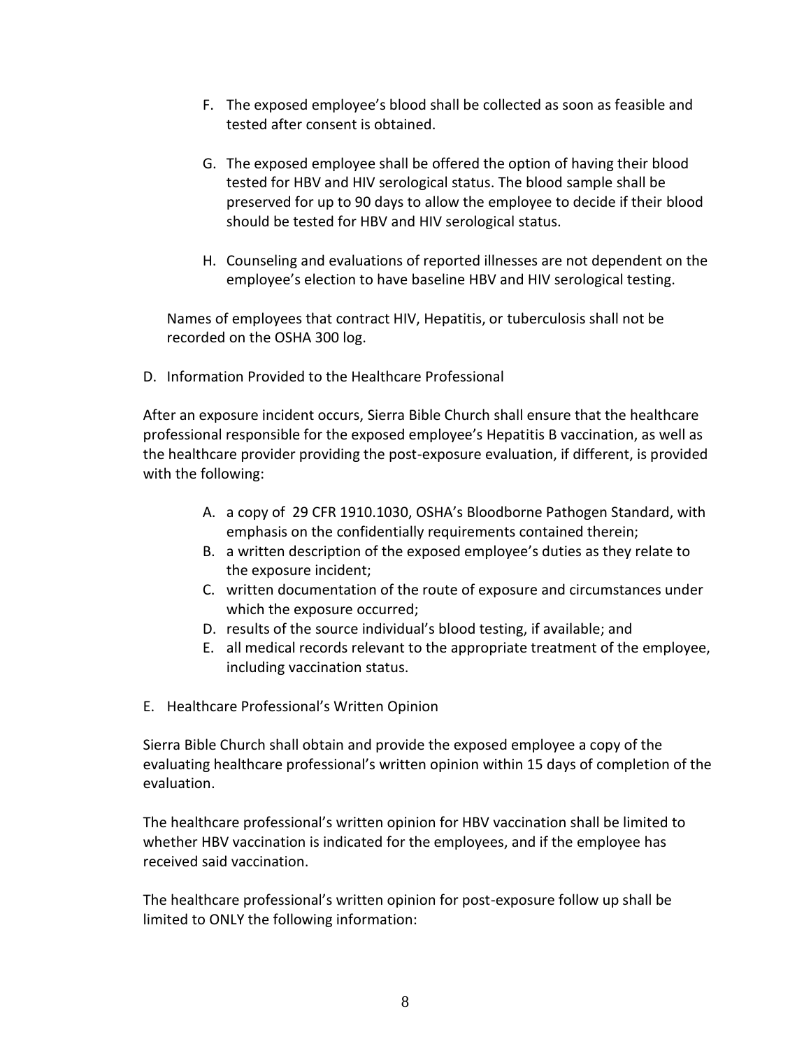F. The exposed employee's blood shall be collected as soon as feasible and tested after consent is obtained.

G. The exposed employee shall be offered the option of having their blood tested for HBV and HIV serological status. The blood sample shall be preserved for up to 90 days to allow the employee to decide if their blood should be tested for HBV and HIV serological status.

H. Counseling and evaluations of reported illnesses are not dependent on the employee's election to have baseline HBV and HIV serological testing.

Names of employees that contract HIV, Hepatitis, or tuberculosis shall not be recorded on the OSHA 300 log.

D. Information Provided to the Healthcare Professional

After an exposure incident occurs, Sierra Bible Church shall ensure that the healthcare professional responsible for the exposed employee's Hepatitis B vaccination, as well as the healthcare provider providing the post-exposure evaluation, if different, is provided with the following:

A. a copy of 29 CFR 1910.1030, OSHA's Bloodborne Pathogen Standard, with emphasis on the confidentially requirements contained therein;
B. a written description of the exposed employee's duties as they relate to the exposure incident;
C. written documentation of the route of exposure and circumstances under which the exposure occurred;
D. results of the source individual's blood testing, if available; and
E. all medical records relevant to the appropriate treatment of the employee, including vaccination status.

E. Healthcare Professional's Written Opinion

Sierra Bible Church shall obtain and provide the exposed employee a copy of the evaluating healthcare professional's written opinion within 15 days of completion of the evaluation.

The healthcare professional's written opinion for HBV vaccination shall be limited to whether HBV vaccination is indicated for the employees, and if the employee has received said vaccination.

The healthcare professional's written opinion for post-exposure follow up shall be limited to ONLY the following information: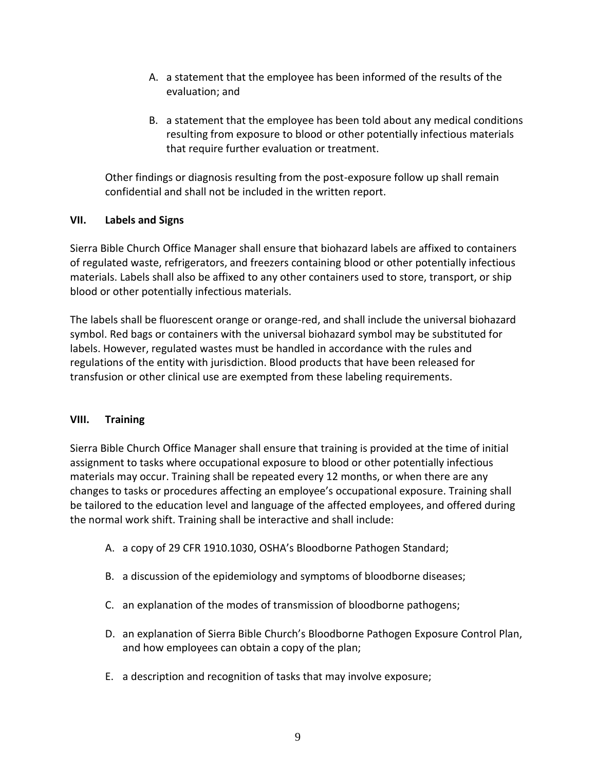A. a statement that the employee has been informed of the results of the evaluation; and

B. a statement that the employee has been told about any medical conditions resulting from exposure to blood or other potentially infectious materials that require further evaluation or treatment.

Other findings or diagnosis resulting from the post-exposure follow up shall remain confidential and shall not be included in the written report.

## VII. Labels and Signs

Sierra Bible Church Office Manager shall ensure that biohazard labels are affixed to containers of regulated waste, refrigerators, and freezers containing blood or other potentially infectious materials. Labels shall also be affixed to any other containers used to store, transport, or ship blood or other potentially infectious materials.

The labels shall be fluorescent orange or orange-red, and shall include the universal biohazard symbol. Red bags or containers with the universal biohazard symbol may be substituted for labels. However, regulated wastes must be handled in accordance with the rules and regulations of the entity with jurisdiction. Blood products that have been released for transfusion or other clinical use are exempted from these labeling requirements.

## VIII. Training

Sierra Bible Church Office Manager shall ensure that training is provided at the time of initial assignment to tasks where occupational exposure to blood or other potentially infectious materials may occur. Training shall be repeated every 12 months, or when there are any changes to tasks or procedures affecting an employee's occupational exposure. Training shall be tailored to the education level and language of the affected employees, and offered during the normal work shift. Training shall be interactive and shall include:

A. a copy of 29 CFR 1910.1030, OSHA's Bloodborne Pathogen Standard;

B. a discussion of the epidemiology and symptoms of bloodborne diseases;

C. an explanation of the modes of transmission of bloodborne pathogens;

D. an explanation of Sierra Bible Church's Bloodborne Pathogen Exposure Control Plan, and how employees can obtain a copy of the plan;

E. a description and recognition of tasks that may involve exposure;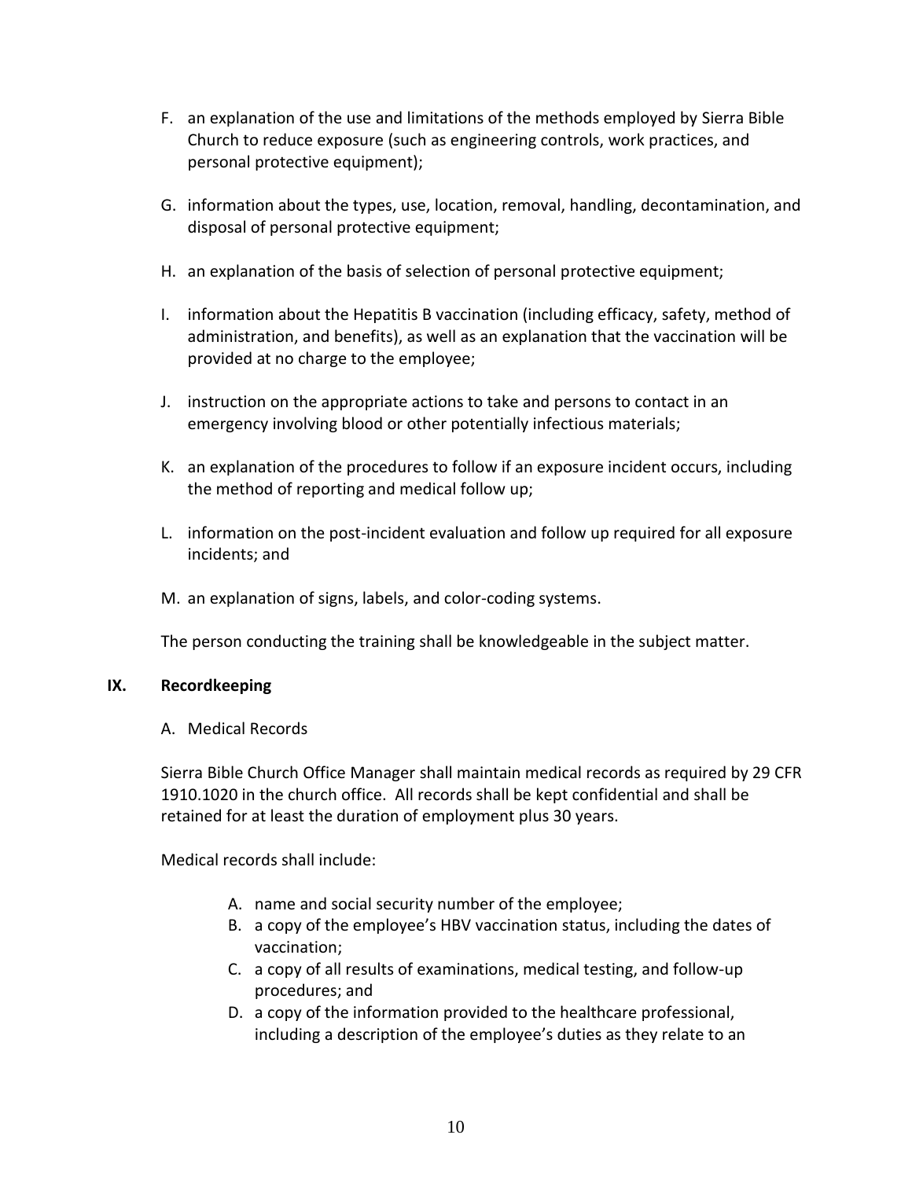F. an explanation of the use and limitations of the methods employed by Sierra Bible Church to reduce exposure (such as engineering controls, work practices, and personal protective equipment);

G. information about the types, use, location, removal, handling, decontamination, and disposal of personal protective equipment;

H. an explanation of the basis of selection of personal protective equipment;

I. information about the Hepatitis B vaccination (including efficacy, safety, method of administration, and benefits), as well as an explanation that the vaccination will be provided at no charge to the employee;

J. instruction on the appropriate actions to take and persons to contact in an emergency involving blood or other potentially infectious materials;

K. an explanation of the procedures to follow if an exposure incident occurs, including the method of reporting and medical follow up;

L. information on the post-incident evaluation and follow up required for all exposure incidents; and

M. an explanation of signs, labels, and color-coding systems.

The person conducting the training shall be knowledgeable in the subject matter.

## IX. Recordkeeping

A. Medical Records

Sierra Bible Church Office Manager shall maintain medical records as required by 29 CFR 1910.1020 in the church office. All records shall be kept confidential and shall be retained for at least the duration of employment plus 30 years.

Medical records shall include:

A. name and social security number of the employee;
B. a copy of the employee's HBV vaccination status, including the dates of vaccination;
C. a copy of all results of examinations, medical testing, and follow-up procedures; and
D. a copy of the information provided to the healthcare professional, including a description of the employee's duties as they relate to an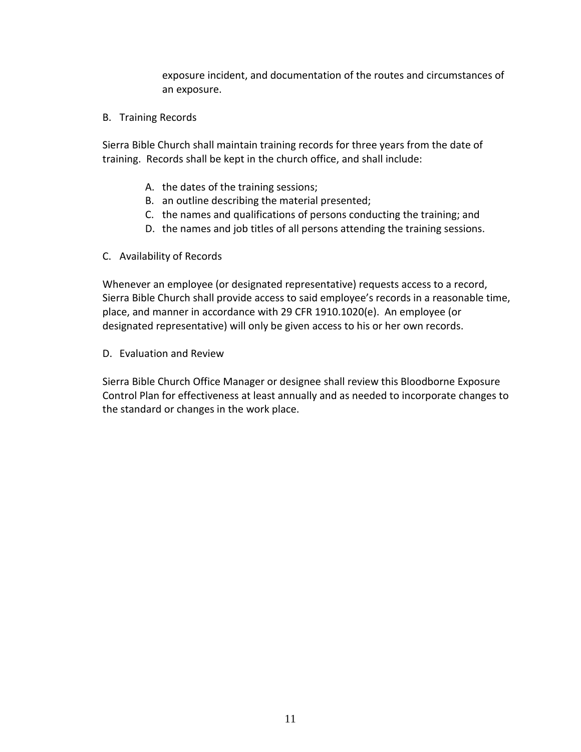exposure incident, and documentation of the routes and circumstances of an exposure.

B. Training Records

Sierra Bible Church shall maintain training records for three years from the date of training. Records shall be kept in the church office, and shall include:

A. the dates of the training sessions;
B. an outline describing the material presented;
C. the names and qualifications of persons conducting the training; and
D. the names and job titles of all persons attending the training sessions.

C. Availability of Records

Whenever an employee (or designated representative) requests access to a record, Sierra Bible Church shall provide access to said employee's records in a reasonable time, place, and manner in accordance with 29 CFR 1910.1020(e). An employee (or designated representative) will only be given access to his or her own records.

D. Evaluation and Review

Sierra Bible Church Office Manager or designee shall review this Bloodborne Exposure Control Plan for effectiveness at least annually and as needed to incorporate changes to the standard or changes in the work place.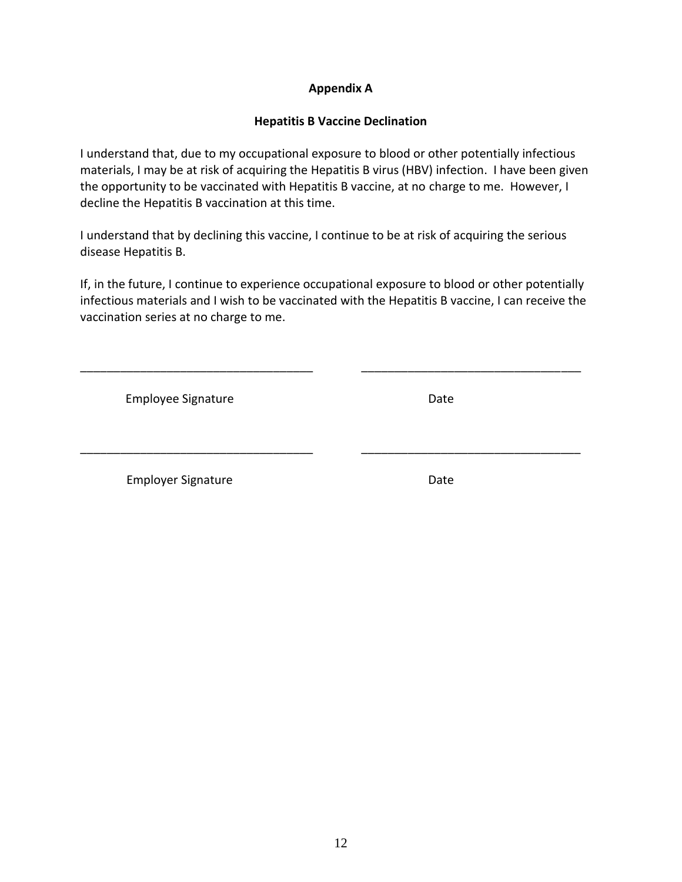# Appendix A

## Hepatitis B Vaccine Declination

I understand that, due to my occupational exposure to blood or other potentially infectious materials, I may be at risk of acquiring the Hepatitis B virus (HBV) infection. I have been given the opportunity to be vaccinated with Hepatitis B vaccine, at no charge to me. However, I decline the Hepatitis B vaccination at this time.

I understand that by declining this vaccine, I continue to be at risk of acquiring the serious disease Hepatitis B.

If, in the future, I continue to experience occupational exposure to blood or other potentially infectious materials and I wish to be vaccinated with the Hepatitis B vaccine, I can receive the vaccination series at no charge to me.

\_\_\_\_\_\_\_\_\_\_\_\_\_\_\_\_\_\_\_\_\_\_\_\_\_\_\_\_\_\_\_\_\_\_\_\_ \_\_\_\_\_\_\_\_\_\_\_\_\_\_\_\_\_\_\_\_\_\_\_\_\_\_\_\_\_\_\_\_\_\_

Employee Signature Date

\_\_\_\_\_\_\_\_\_\_\_\_\_\_\_\_\_\_\_\_\_\_\_\_\_\_\_\_\_\_\_\_\_\_\_\_ \_\_\_\_\_\_\_\_\_\_\_\_\_\_\_\_\_\_\_\_\_\_\_\_\_\_\_\_\_\_\_\_\_\_

Employer Signature Date